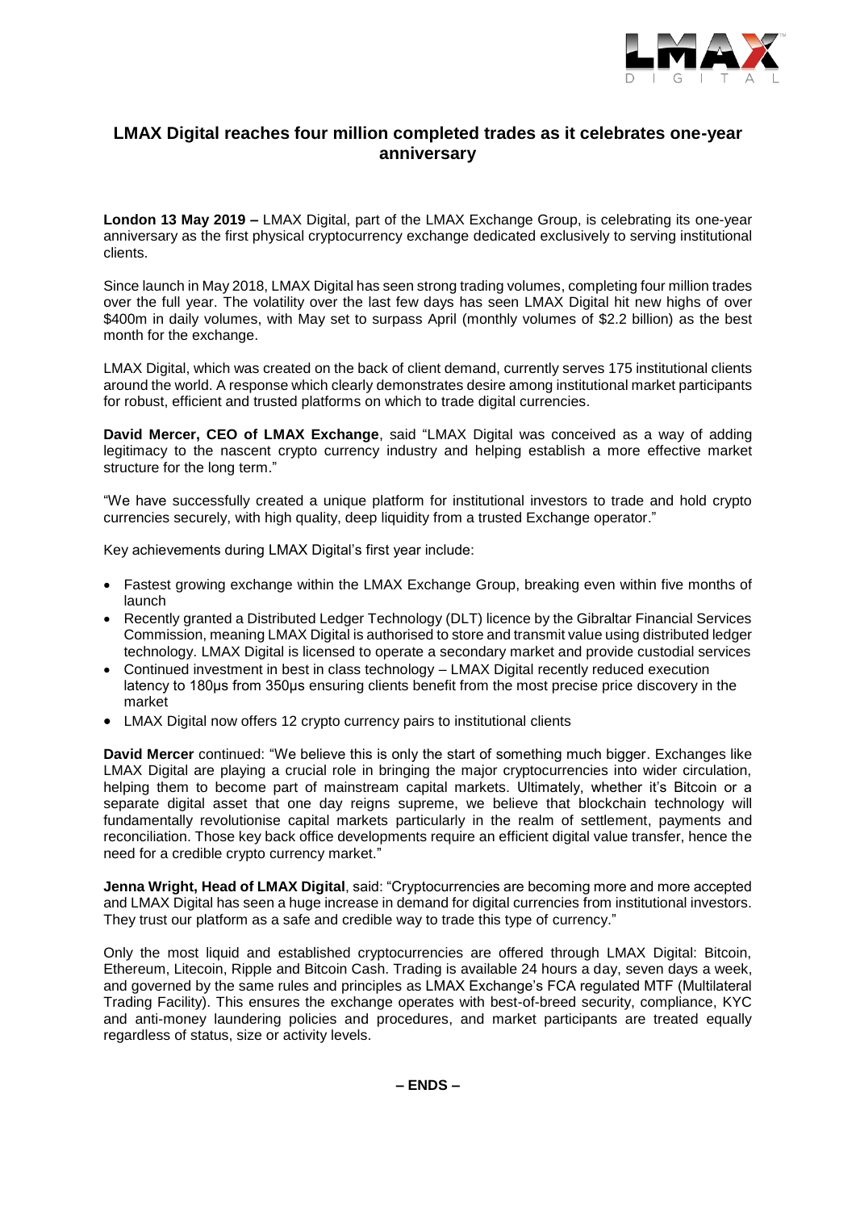# LMAX Digital reaches four million completed trades as it celebrates one-year anniversary

**London 13 May 2019 –** LMAX Digital, part of the LMAX Exchange Group, is celebrating its one-year anniversary as the first physical cryptocurrency exchange dedicated exclusively to serving institutional clients.

Since launch in May 2018, LMAX Digital has seen strong trading volumes, completing four million trades over the full year. The volatility over the last few days has seen LMAX Digital hit new highs of over $400m in daily volumes, with May set to surpass April (monthly volumes of $2.2 billion) as the best month for the exchange.

LMAX Digital, which was created on the back of client demand, currently serves 175 institutional clients around the world. A response which clearly demonstrates desire among institutional market participants for robust, efficient and trusted platforms on which to trade digital currencies.

**David Mercer, CEO of LMAX Exchange**, said "LMAX Digital was conceived as a way of adding legitimacy to the nascent crypto currency industry and helping establish a more effective market structure for the long term."

"We have successfully created a unique platform for institutional investors to trade and hold crypto currencies securely, with high quality, deep liquidity from a trusted Exchange operator."

Key achievements during LMAX Digital's first year include:

- Fastest growing exchange within the LMAX Exchange Group, breaking even within five months of launch
- Recently granted a Distributed Ledger Technology (DLT) licence by the Gibraltar Financial Services Commission, meaning LMAX Digital is authorised to store and transmit value using distributed ledger technology. LMAX Digital is licensed to operate a secondary market and provide custodial services
- Continued investment in best in class technology – LMAX Digital recently reduced execution latency to 180μs from 350μs ensuring clients benefit from the most precise price discovery in the market
- LMAX Digital now offers 12 crypto currency pairs to institutional clients

**David Mercer** continued: "We believe this is only the start of something much bigger. Exchanges like LMAX Digital are playing a crucial role in bringing the major cryptocurrencies into wider circulation, helping them to become part of mainstream capital markets. Ultimately, whether it's Bitcoin or a separate digital asset that one day reigns supreme, we believe that blockchain technology will fundamentally revolutionise capital markets particularly in the realm of settlement, payments and reconciliation. Those key back office developments require an efficient digital value transfer, hence the need for a credible crypto currency market."

**Jenna Wright, Head of LMAX Digital**, said: "Cryptocurrencies are becoming more and more accepted and LMAX Digital has seen a huge increase in demand for digital currencies from institutional investors. They trust our platform as a safe and credible way to trade this type of currency."

Only the most liquid and established cryptocurrencies are offered through LMAX Digital: Bitcoin, Ethereum, Litecoin, Ripple and Bitcoin Cash. Trading is available 24 hours a day, seven days a week, and governed by the same rules and principles as LMAX Exchange's FCA regulated MTF (Multilateral Trading Facility). This ensures the exchange operates with best-of-breed security, compliance, KYC and anti-money laundering policies and procedures, and market participants are treated equally regardless of status, size or activity levels.

**– ENDS –**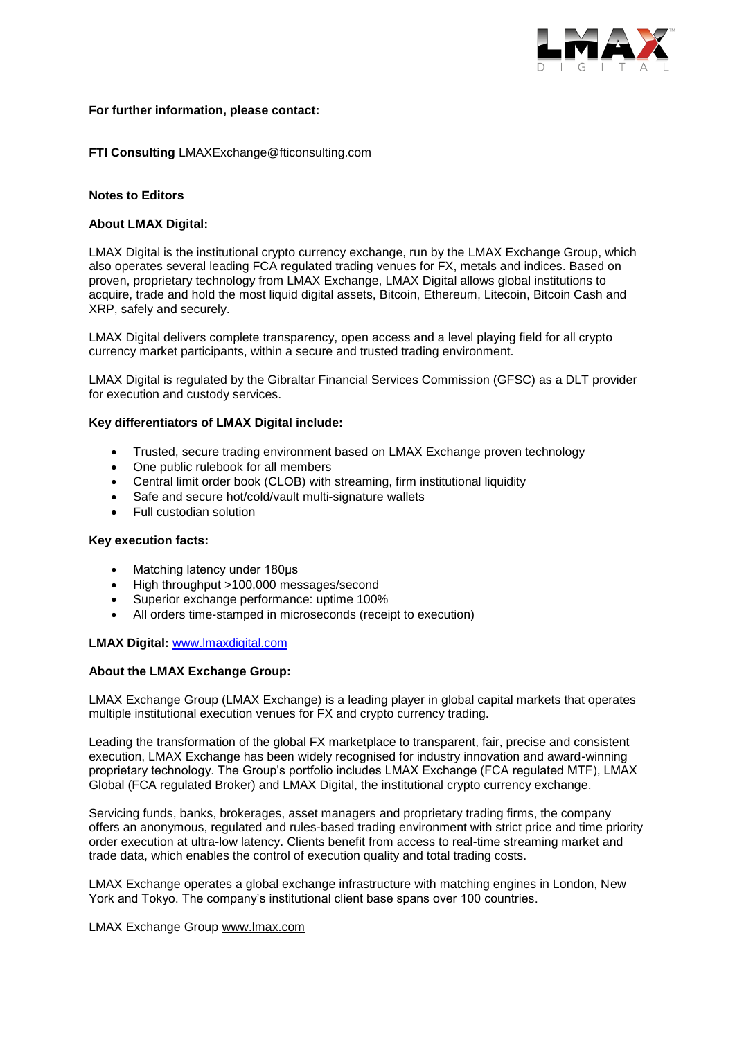**For further information, please contact:**

**FTI Consulting** LMAXExchange@fticonsulting.com

**Notes to Editors**

**About LMAX Digital:**

LMAX Digital is the institutional crypto currency exchange, run by the LMAX Exchange Group, which also operates several leading FCA regulated trading venues for FX, metals and indices. Based on proven, proprietary technology from LMAX Exchange, LMAX Digital allows global institutions to acquire, trade and hold the most liquid digital assets, Bitcoin, Ethereum, Litecoin, Bitcoin Cash and XRP, safely and securely.

LMAX Digital delivers complete transparency, open access and a level playing field for all crypto currency market participants, within a secure and trusted trading environment.

LMAX Digital is regulated by the Gibraltar Financial Services Commission (GFSC) as a DLT provider for execution and custody services.

**Key differentiators of LMAX Digital include:**

- Trusted, secure trading environment based on LMAX Exchange proven technology
- One public rulebook for all members
- Central limit order book (CLOB) with streaming, firm institutional liquidity
- Safe and secure hot/cold/vault multi-signature wallets
- Full custodian solution

**Key execution facts:**

- Matching latency under 180μs
- High throughput >100,000 messages/second
- Superior exchange performance: uptime 100%
- All orders time-stamped in microseconds (receipt to execution)

**LMAX Digital:** www.lmaxdigital.com

**About the LMAX Exchange Group:**

LMAX Exchange Group (LMAX Exchange) is a leading player in global capital markets that operates multiple institutional execution venues for FX and crypto currency trading.

Leading the transformation of the global FX marketplace to transparent, fair, precise and consistent execution, LMAX Exchange has been widely recognised for industry innovation and award-winning proprietary technology. The Group's portfolio includes LMAX Exchange (FCA regulated MTF), LMAX Global (FCA regulated Broker) and LMAX Digital, the institutional crypto currency exchange.

Servicing funds, banks, brokerages, asset managers and proprietary trading firms, the company offers an anonymous, regulated and rules-based trading environment with strict price and time priority order execution at ultra-low latency. Clients benefit from access to real-time streaming market and trade data, which enables the control of execution quality and total trading costs.

LMAX Exchange operates a global exchange infrastructure with matching engines in London, New York and Tokyo. The company's institutional client base spans over 100 countries.

LMAX Exchange Group www.lmax.com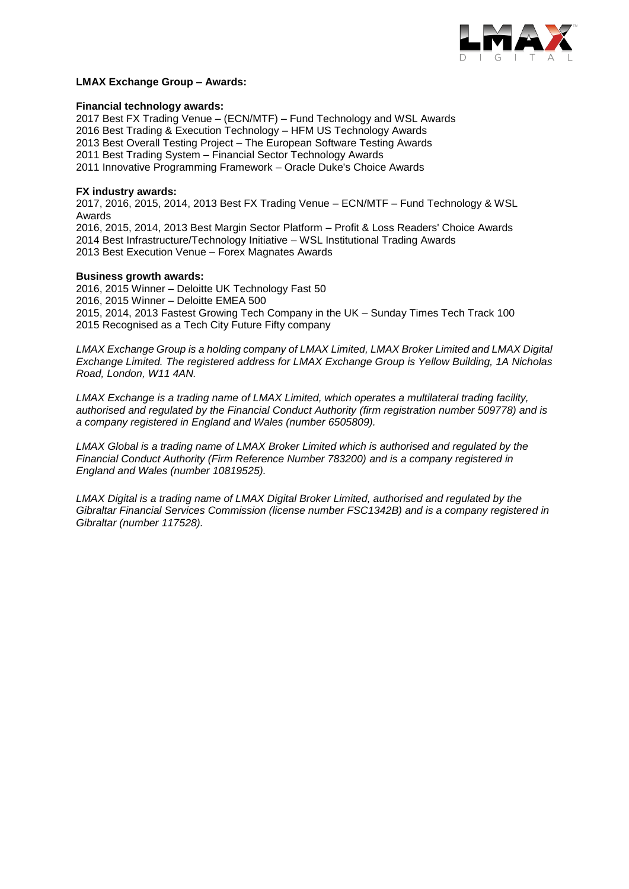**LMAX Exchange Group – Awards:**

**Financial technology awards:**

2017 Best FX Trading Venue – (ECN/MTF) – Fund Technology and WSL Awards
2016 Best Trading & Execution Technology – HFM US Technology Awards
2013 Best Overall Testing Project – The European Software Testing Awards
2011 Best Trading System – Financial Sector Technology Awards
2011 Innovative Programming Framework – Oracle Duke's Choice Awards

**FX industry awards:**

2017, 2016, 2015, 2014, 2013 Best FX Trading Venue – ECN/MTF – Fund Technology & WSL Awards
2016, 2015, 2014, 2013 Best Margin Sector Platform – Profit & Loss Readers' Choice Awards
2014 Best Infrastructure/Technology Initiative – WSL Institutional Trading Awards
2013 Best Execution Venue – Forex Magnates Awards

**Business growth awards:**

2016, 2015 Winner – Deloitte UK Technology Fast 50
2016, 2015 Winner – Deloitte EMEA 500
2015, 2014, 2013 Fastest Growing Tech Company in the UK – Sunday Times Tech Track 100
2015 Recognised as a Tech City Future Fifty company

*LMAX Exchange Group is a holding company of LMAX Limited, LMAX Broker Limited and LMAX Digital Exchange Limited. The registered address for LMAX Exchange Group is Yellow Building, 1A Nicholas Road, London, W11 4AN.*

*LMAX Exchange is a trading name of LMAX Limited, which operates a multilateral trading facility, authorised and regulated by the Financial Conduct Authority (firm registration number 509778) and is a company registered in England and Wales (number 6505809).*

*LMAX Global is a trading name of LMAX Broker Limited which is authorised and regulated by the Financial Conduct Authority (Firm Reference Number 783200) and is a company registered in England and Wales (number 10819525).*

*LMAX Digital is a trading name of LMAX Digital Broker Limited, authorised and regulated by the Gibraltar Financial Services Commission (license number FSC1342B) and is a company registered in Gibraltar (number 117528).*